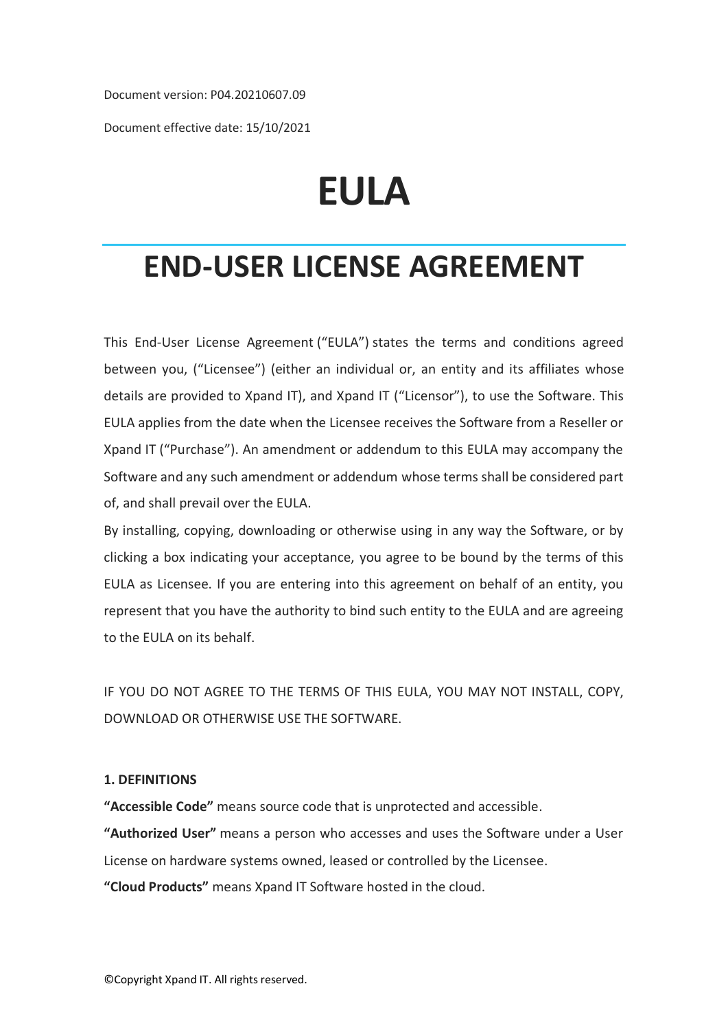Document version: P04.20210607.09

Document effective date: 15/10/2021

# EULA

# END-USER LICENSE AGREEMENT

This End-User License Agreement ("EULA") states the terms and conditions agreed between you, ("Licensee") (either an individual or, an entity and its affiliates whose details are provided to Xpand IT), and Xpand IT ("Licensor"), to use the Software. This EULA applies from the date when the Licensee receives the Software from a Reseller or Xpand IT ("Purchase"). An amendment or addendum to this EULA may accompany the Software and any such amendment or addendum whose terms shall be considered part of, and shall prevail over the EULA.

By installing, copying, downloading or otherwise using in any way the Software, or by clicking a box indicating your acceptance, you agree to be bound by the terms of this EULA as Licensee. If you are entering into this agreement on behalf of an entity, you represent that you have the authority to bind such entity to the EULA and are agreeing to the EULA on its behalf.

IF YOU DO NOT AGREE TO THE TERMS OF THIS EULA, YOU MAY NOT INSTALL, COPY, DOWNLOAD OR OTHERWISE USE THE SOFTWARE.

**1. DEFINITIONS**

**"Accessible Code"** means source code that is unprotected and accessible.

**"Authorized User"** means a person who accesses and uses the Software under a User License on hardware systems owned, leased or controlled by the Licensee.

**"Cloud Products"** means Xpand IT Software hosted in the cloud.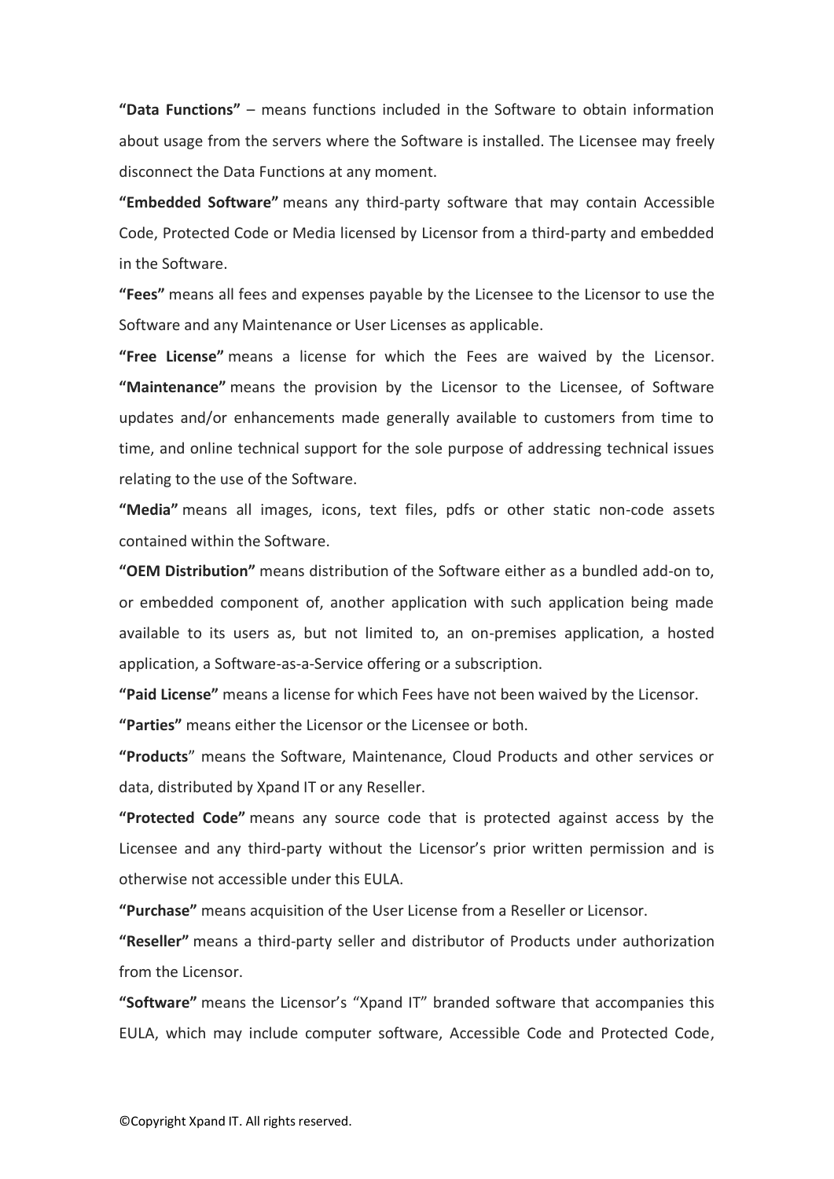**"Data Functions"** – means functions included in the Software to obtain information about usage from the servers where the Software is installed. The Licensee may freely disconnect the Data Functions at any moment.

**"Embedded Software"** means any third-party software that may contain Accessible Code, Protected Code or Media licensed by Licensor from a third-party and embedded in the Software.

**"Fees"** means all fees and expenses payable by the Licensee to the Licensor to use the Software and any Maintenance or User Licenses as applicable.

**"Free License"** means a license for which the Fees are waived by the Licensor.

**"Maintenance"** means the provision by the Licensor to the Licensee, of Software updates and/or enhancements made generally available to customers from time to time, and online technical support for the sole purpose of addressing technical issues relating to the use of the Software.

**"Media"** means all images, icons, text files, pdfs or other static non-code assets contained within the Software.

**"OEM Distribution"** means distribution of the Software either as a bundled add-on to, or embedded component of, another application with such application being made available to its users as, but not limited to, an on-premises application, a hosted application, a Software-as-a-Service offering or a subscription.

**"Paid License"** means a license for which Fees have not been waived by the Licensor.

**"Parties"** means either the Licensor or the Licensee or both.

**"Products"** means the Software, Maintenance, Cloud Products and other services or data, distributed by Xpand IT or any Reseller.

**"Protected Code"** means any source code that is protected against access by the Licensee and any third-party without the Licensor's prior written permission and is otherwise not accessible under this EULA.

**"Purchase"** means acquisition of the User License from a Reseller or Licensor.

**"Reseller"** means a third-party seller and distributor of Products under authorization from the Licensor.

**"Software"** means the Licensor's "Xpand IT" branded software that accompanies this EULA, which may include computer software, Accessible Code and Protected Code,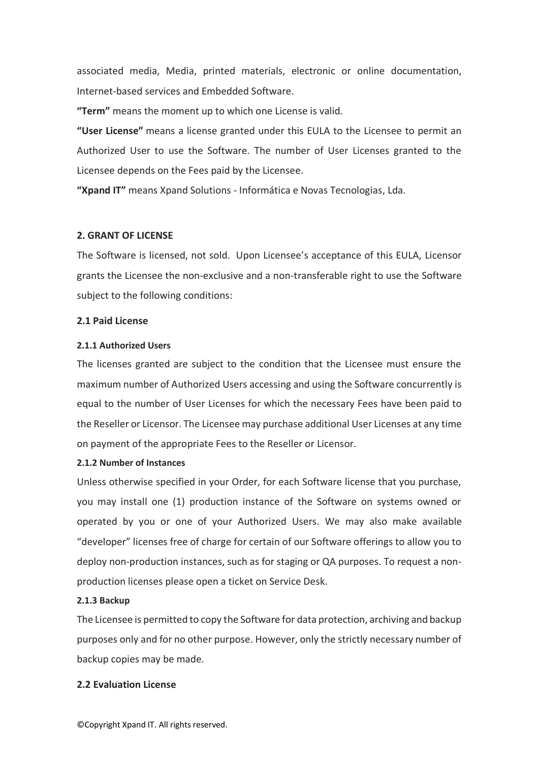associated media, Media, printed materials, electronic or online documentation, Internet-based services and Embedded Software.

**"Term"** means the moment up to which one License is valid.

**"User License"** means a license granted under this EULA to the Licensee to permit an Authorized User to use the Software. The number of User Licenses granted to the Licensee depends on the Fees paid by the Licensee.

**"Xpand IT"** means Xpand Solutions - Informática e Novas Tecnologias, Lda.

## 2. GRANT OF LICENSE

The Software is licensed, not sold. Upon Licensee's acceptance of this EULA, Licensor grants the Licensee the non-exclusive and a non-transferable right to use the Software subject to the following conditions:

### 2.1 Paid License

#### 2.1.1 Authorized Users

The licenses granted are subject to the condition that the Licensee must ensure the maximum number of Authorized Users accessing and using the Software concurrently is equal to the number of User Licenses for which the necessary Fees have been paid to the Reseller or Licensor. The Licensee may purchase additional User Licenses at any time on payment of the appropriate Fees to the Reseller or Licensor.

#### 2.1.2 Number of Instances

Unless otherwise specified in your Order, for each Software license that you purchase, you may install one (1) production instance of the Software on systems owned or operated by you or one of your Authorized Users. We may also make available "developer" licenses free of charge for certain of our Software offerings to allow you to deploy non-production instances, such as for staging or QA purposes. To request a non-production licenses please open a ticket on Service Desk.

#### 2.1.3 Backup

The Licensee is permitted to copy the Software for data protection, archiving and backup purposes only and for no other purpose. However, only the strictly necessary number of backup copies may be made.

### 2.2 Evaluation License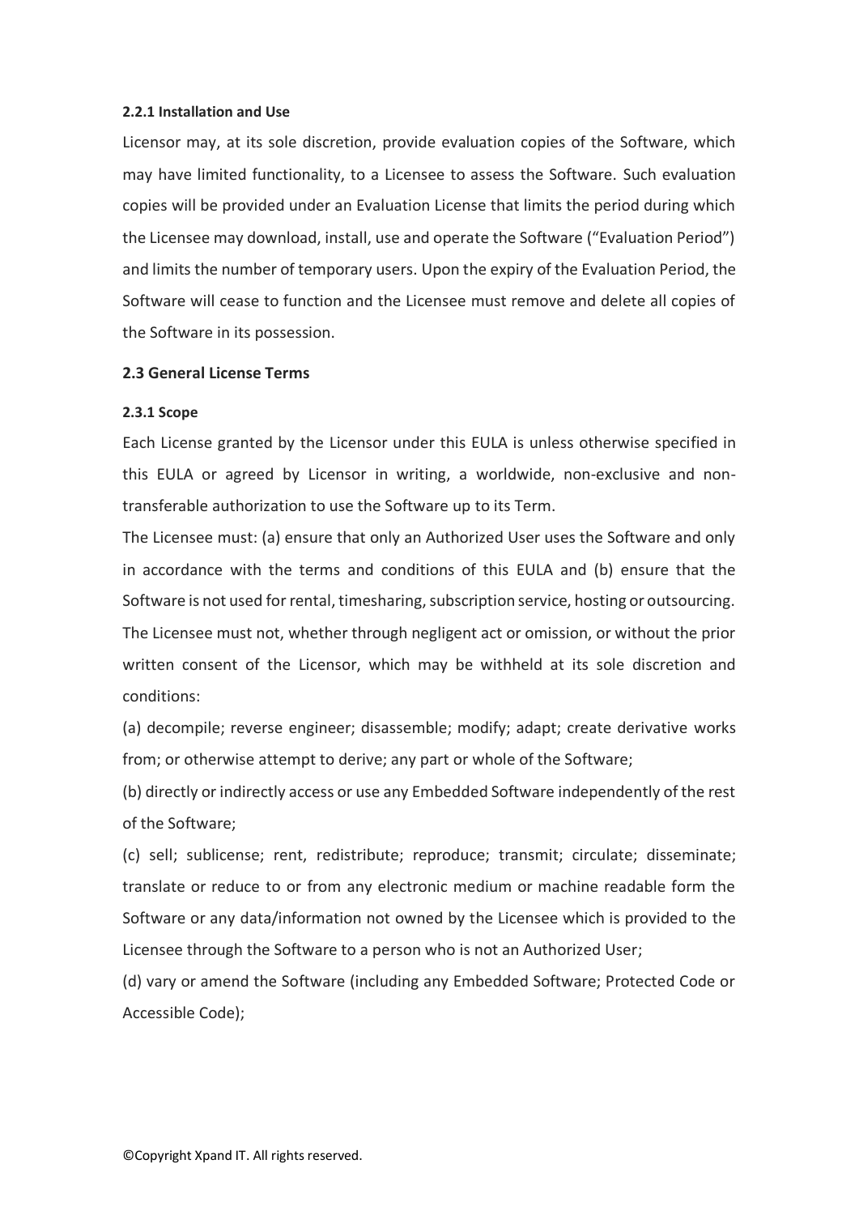#### 2.2.1 Installation and Use

Licensor may, at its sole discretion, provide evaluation copies of the Software, which may have limited functionality, to a Licensee to assess the Software. Such evaluation copies will be provided under an Evaluation License that limits the period during which the Licensee may download, install, use and operate the Software ("Evaluation Period") and limits the number of temporary users. Upon the expiry of the Evaluation Period, the Software will cease to function and the Licensee must remove and delete all copies of the Software in its possession.

### 2.3 General License Terms

#### 2.3.1 Scope

Each License granted by the Licensor under this EULA is unless otherwise specified in this EULA or agreed by Licensor in writing, a worldwide, non-exclusive and non-transferable authorization to use the Software up to its Term.

The Licensee must: (a) ensure that only an Authorized User uses the Software and only in accordance with the terms and conditions of this EULA and (b) ensure that the Software is not used for rental, timesharing, subscription service, hosting or outsourcing.

The Licensee must not, whether through negligent act or omission, or without the prior written consent of the Licensor, which may be withheld at its sole discretion and conditions:

(a) decompile; reverse engineer; disassemble; modify; adapt; create derivative works from; or otherwise attempt to derive; any part or whole of the Software;

(b) directly or indirectly access or use any Embedded Software independently of the rest of the Software;

(c) sell; sublicense; rent, redistribute; reproduce; transmit; circulate; disseminate; translate or reduce to or from any electronic medium or machine readable form the Software or any data/information not owned by the Licensee which is provided to the Licensee through the Software to a person who is not an Authorized User;

(d) vary or amend the Software (including any Embedded Software; Protected Code or Accessible Code);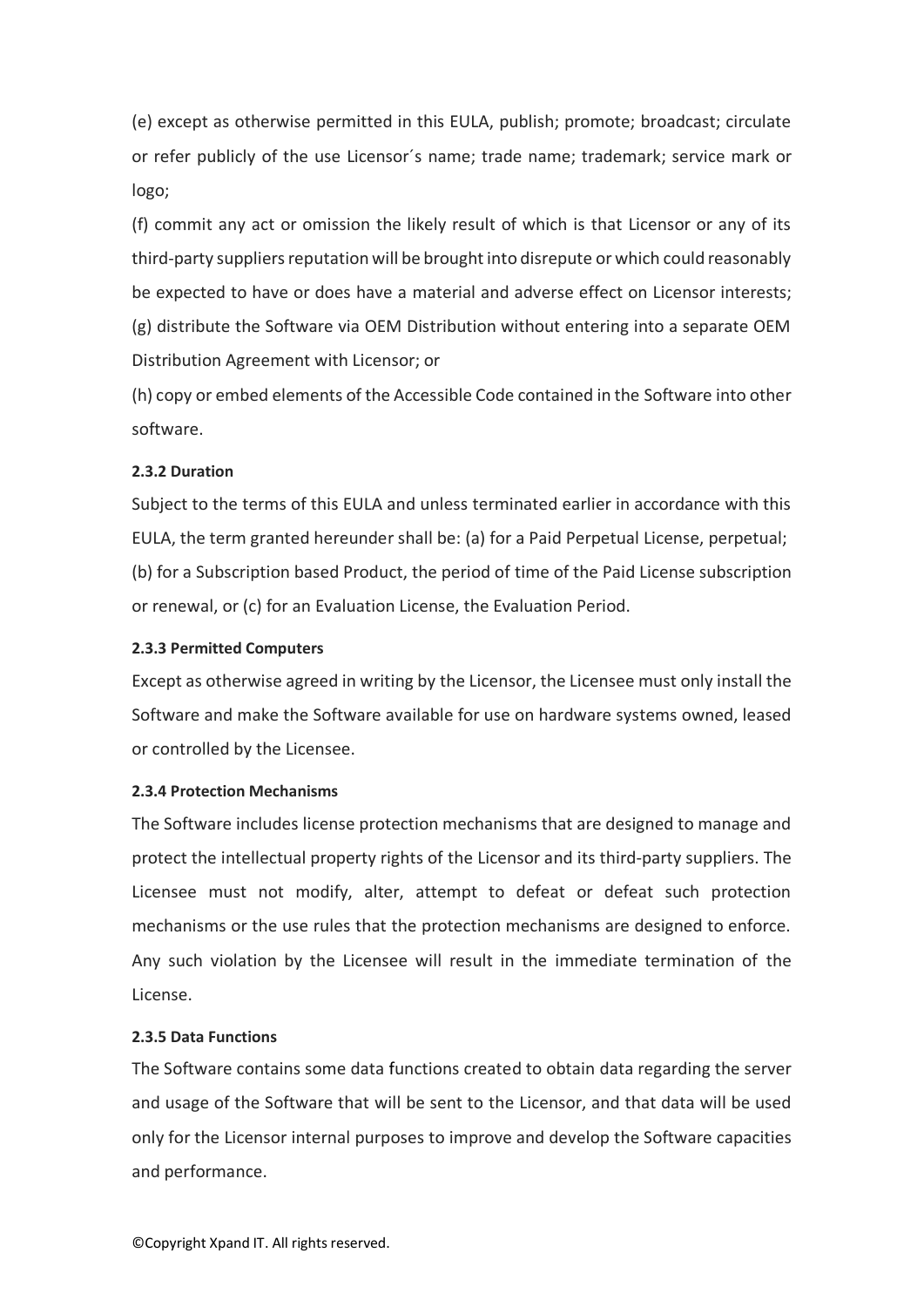(e) except as otherwise permitted in this EULA, publish; promote; broadcast; circulate or refer publicly of the use Licensor´s name; trade name; trademark; service mark or logo;

(f) commit any act or omission the likely result of which is that Licensor or any of its third-party suppliers reputation will be brought into disrepute or which could reasonably be expected to have or does have a material and adverse effect on Licensor interests;

(g) distribute the Software via OEM Distribution without entering into a separate OEM Distribution Agreement with Licensor; or

(h) copy or embed elements of the Accessible Code contained in the Software into other software.

#### 2.3.2 Duration

Subject to the terms of this EULA and unless terminated earlier in accordance with this EULA, the term granted hereunder shall be: (a) for a Paid Perpetual License, perpetual; (b) for a Subscription based Product, the period of time of the Paid License subscription or renewal, or (c) for an Evaluation License, the Evaluation Period.

#### 2.3.3 Permitted Computers

Except as otherwise agreed in writing by the Licensor, the Licensee must only install the Software and make the Software available for use on hardware systems owned, leased or controlled by the Licensee.

#### 2.3.4 Protection Mechanisms

The Software includes license protection mechanisms that are designed to manage and protect the intellectual property rights of the Licensor and its third-party suppliers. The Licensee must not modify, alter, attempt to defeat or defeat such protection mechanisms or the use rules that the protection mechanisms are designed to enforce. Any such violation by the Licensee will result in the immediate termination of the License.

#### 2.3.5 Data Functions

The Software contains some data functions created to obtain data regarding the server and usage of the Software that will be sent to the Licensor, and that data will be used only for the Licensor internal purposes to improve and develop the Software capacities and performance.

©Copyright Xpand IT. All rights reserved.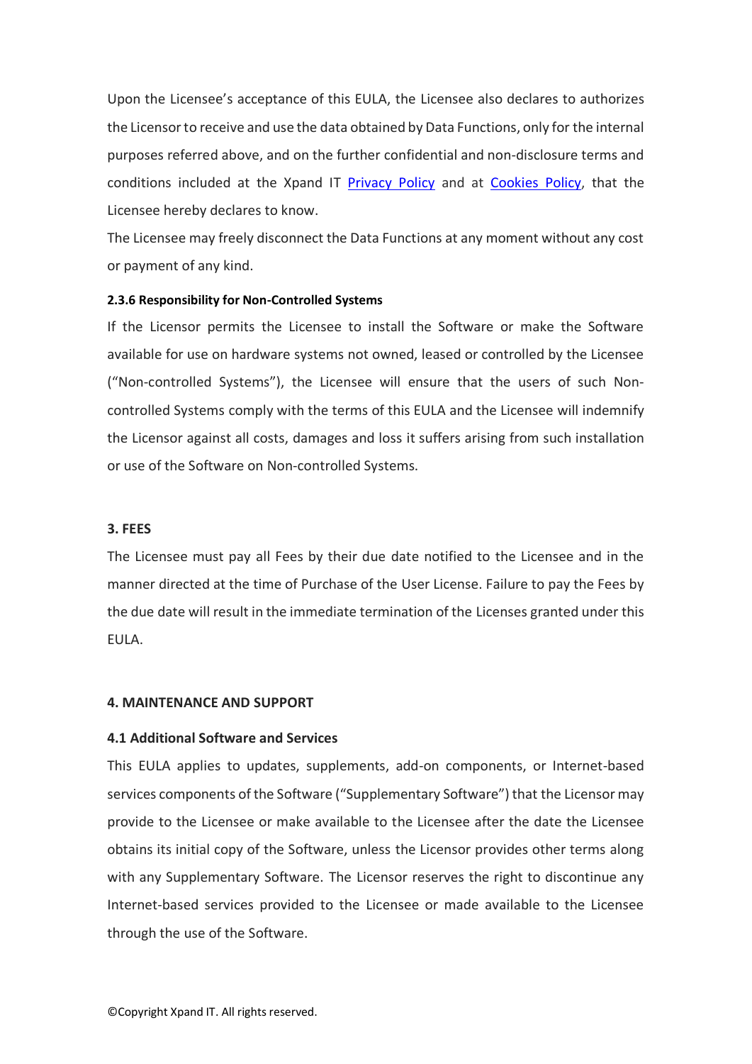Upon the Licensee's acceptance of this EULA, the Licensee also declares to authorizes the Licensor to receive and use the data obtained by Data Functions, only for the internal purposes referred above, and on the further confidential and non-disclosure terms and conditions included at the Xpand IT Privacy Policy and at Cookies Policy, that the Licensee hereby declares to know.

The Licensee may freely disconnect the Data Functions at any moment without any cost or payment of any kind.

#### 2.3.6 Responsibility for Non-Controlled Systems

If the Licensor permits the Licensee to install the Software or make the Software available for use on hardware systems not owned, leased or controlled by the Licensee ("Non-controlled Systems"), the Licensee will ensure that the users of such Non-controlled Systems comply with the terms of this EULA and the Licensee will indemnify the Licensor against all costs, damages and loss it suffers arising from such installation or use of the Software on Non-controlled Systems.

## 3. FEES

The Licensee must pay all Fees by their due date notified to the Licensee and in the manner directed at the time of Purchase of the User License. Failure to pay the Fees by the due date will result in the immediate termination of the Licenses granted under this EULA.

## 4. MAINTENANCE AND SUPPORT

### 4.1 Additional Software and Services

This EULA applies to updates, supplements, add-on components, or Internet-based services components of the Software ("Supplementary Software") that the Licensor may provide to the Licensee or make available to the Licensee after the date the Licensee obtains its initial copy of the Software, unless the Licensor provides other terms along with any Supplementary Software. The Licensor reserves the right to discontinue any Internet-based services provided to the Licensee or made available to the Licensee through the use of the Software.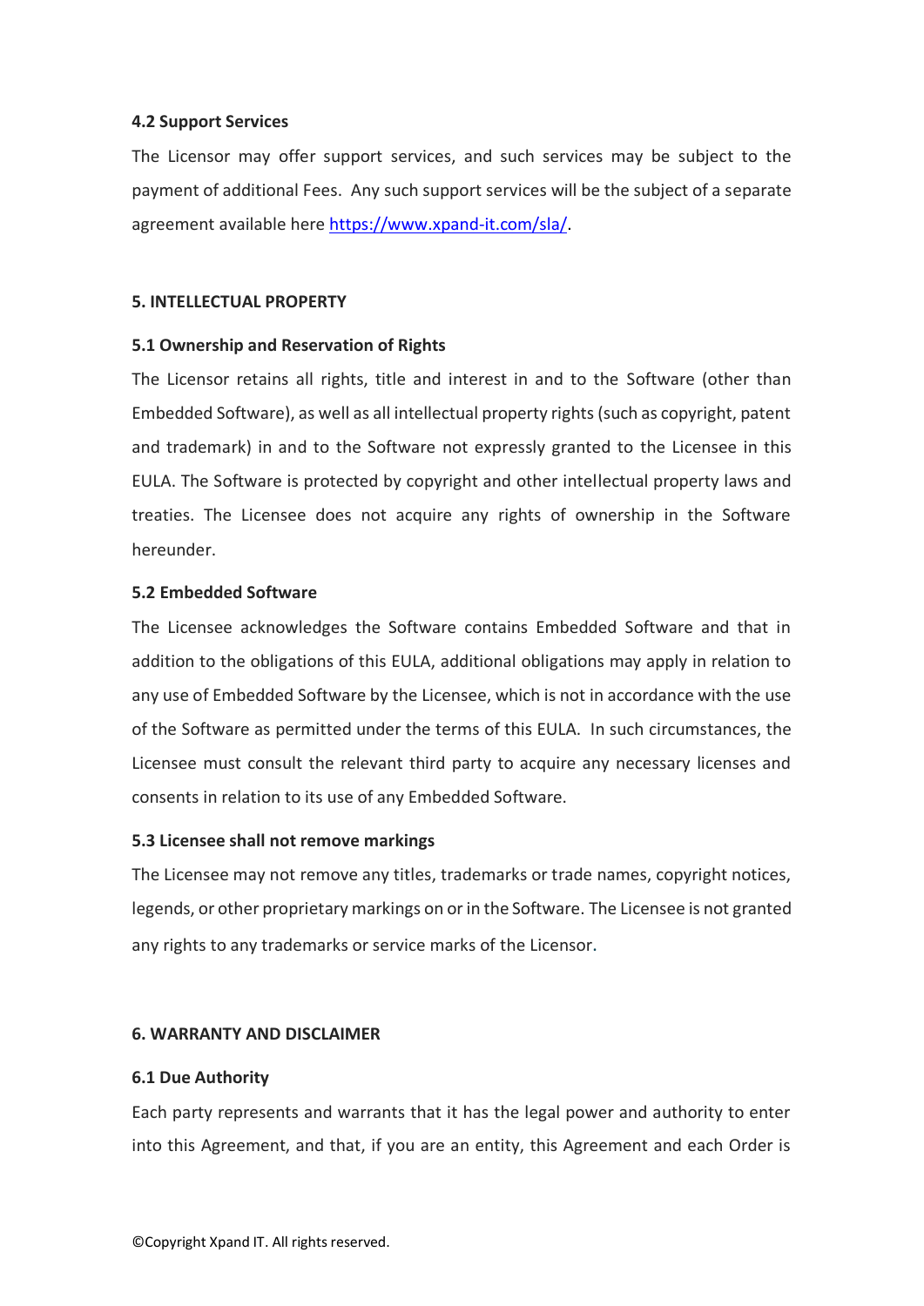### 4.2 Support Services

The Licensor may offer support services, and such services may be subject to the payment of additional Fees. Any such support services will be the subject of a separate agreement available here [https://www.xpand-it.com/sla/](https://www.xpand-it.com/sla/).

## 5. INTELLECTUAL PROPERTY

### 5.1 Ownership and Reservation of Rights

The Licensor retains all rights, title and interest in and to the Software (other than Embedded Software), as well as all intellectual property rights (such as copyright, patent and trademark) in and to the Software not expressly granted to the Licensee in this EULA. The Software is protected by copyright and other intellectual property laws and treaties. The Licensee does not acquire any rights of ownership in the Software hereunder.

### 5.2 Embedded Software

The Licensee acknowledges the Software contains Embedded Software and that in addition to the obligations of this EULA, additional obligations may apply in relation to any use of Embedded Software by the Licensee, which is not in accordance with the use of the Software as permitted under the terms of this EULA. In such circumstances, the Licensee must consult the relevant third party to acquire any necessary licenses and consents in relation to its use of any Embedded Software.

### 5.3 Licensee shall not remove markings

The Licensee may not remove any titles, trademarks or trade names, copyright notices, legends, or other proprietary markings on or in the Software. The Licensee is not granted any rights to any trademarks or service marks of the Licensor.

## 6. WARRANTY AND DISCLAIMER

### 6.1 Due Authority

Each party represents and warrants that it has the legal power and authority to enter into this Agreement, and that, if you are an entity, this Agreement and each Order is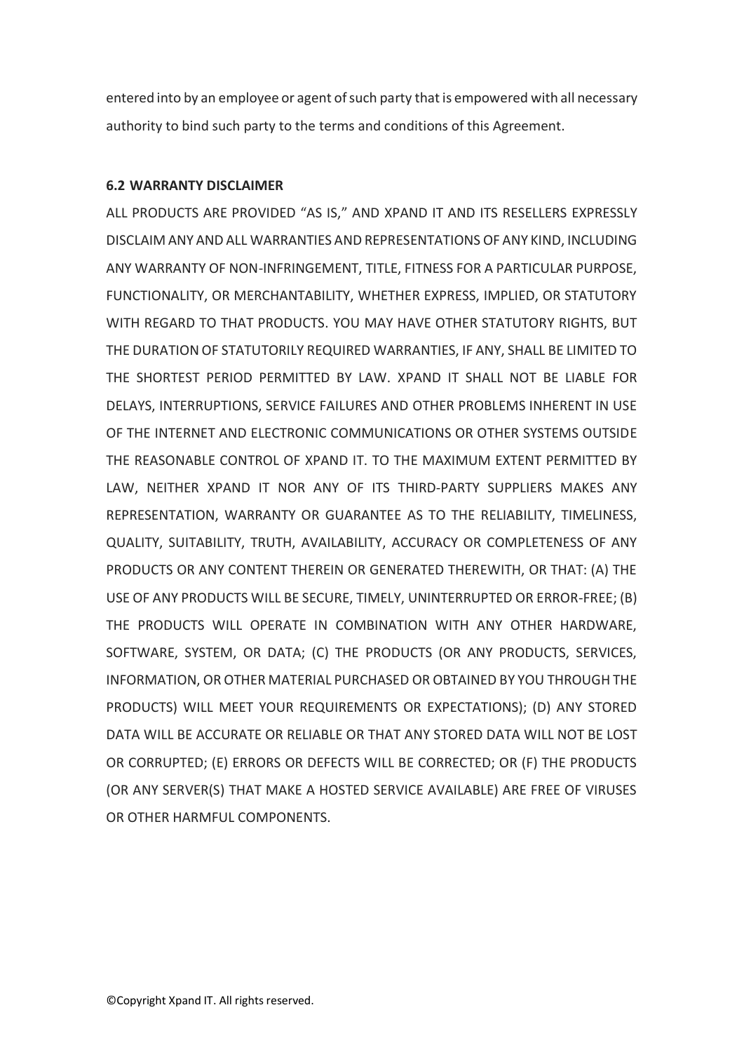entered into by an employee or agent of such party that is empowered with all necessary authority to bind such party to the terms and conditions of this Agreement.

**6.2 WARRANTY DISCLAIMER**

ALL PRODUCTS ARE PROVIDED "AS IS," AND XPAND IT AND ITS RESELLERS EXPRESSLY DISCLAIM ANY AND ALL WARRANTIES AND REPRESENTATIONS OF ANY KIND, INCLUDING ANY WARRANTY OF NON-INFRINGEMENT, TITLE, FITNESS FOR A PARTICULAR PURPOSE, FUNCTIONALITY, OR MERCHANTABILITY, WHETHER EXPRESS, IMPLIED, OR STATUTORY WITH REGARD TO THAT PRODUCTS. YOU MAY HAVE OTHER STATUTORY RIGHTS, BUT THE DURATION OF STATUTORILY REQUIRED WARRANTIES, IF ANY, SHALL BE LIMITED TO THE SHORTEST PERIOD PERMITTED BY LAW. XPAND IT SHALL NOT BE LIABLE FOR DELAYS, INTERRUPTIONS, SERVICE FAILURES AND OTHER PROBLEMS INHERENT IN USE OF THE INTERNET AND ELECTRONIC COMMUNICATIONS OR OTHER SYSTEMS OUTSIDE THE REASONABLE CONTROL OF XPAND IT. TO THE MAXIMUM EXTENT PERMITTED BY LAW, NEITHER XPAND IT NOR ANY OF ITS THIRD-PARTY SUPPLIERS MAKES ANY REPRESENTATION, WARRANTY OR GUARANTEE AS TO THE RELIABILITY, TIMELINESS, QUALITY, SUITABILITY, TRUTH, AVAILABILITY, ACCURACY OR COMPLETENESS OF ANY PRODUCTS OR ANY CONTENT THEREIN OR GENERATED THEREWITH, OR THAT: (A) THE USE OF ANY PRODUCTS WILL BE SECURE, TIMELY, UNINTERRUPTED OR ERROR-FREE; (B) THE PRODUCTS WILL OPERATE IN COMBINATION WITH ANY OTHER HARDWARE, SOFTWARE, SYSTEM, OR DATA; (C) THE PRODUCTS (OR ANY PRODUCTS, SERVICES, INFORMATION, OR OTHER MATERIAL PURCHASED OR OBTAINED BY YOU THROUGH THE PRODUCTS) WILL MEET YOUR REQUIREMENTS OR EXPECTATIONS); (D) ANY STORED DATA WILL BE ACCURATE OR RELIABLE OR THAT ANY STORED DATA WILL NOT BE LOST OR CORRUPTED; (E) ERRORS OR DEFECTS WILL BE CORRECTED; OR (F) THE PRODUCTS (OR ANY SERVER(S) THAT MAKE A HOSTED SERVICE AVAILABLE) ARE FREE OF VIRUSES OR OTHER HARMFUL COMPONENTS.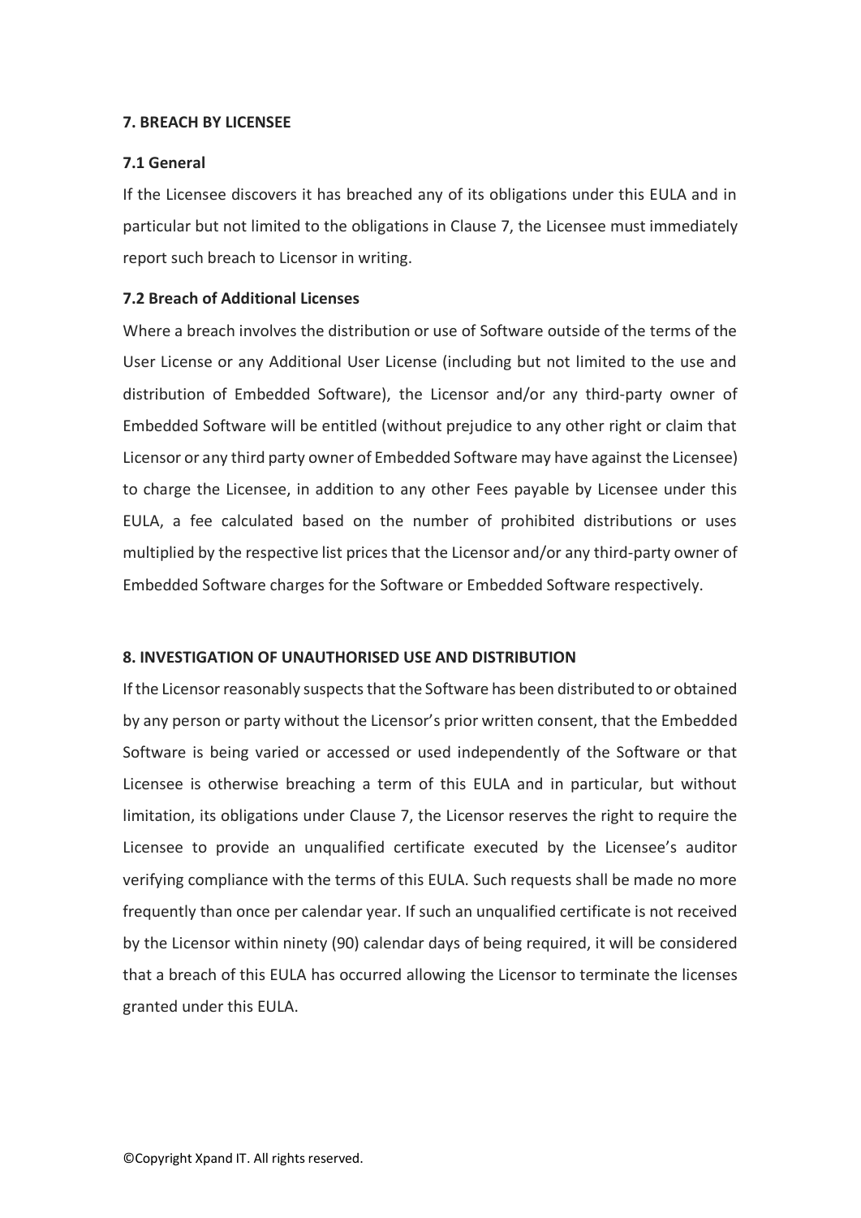## 7. BREACH BY LICENSEE

### 7.1 General

If the Licensee discovers it has breached any of its obligations under this EULA and in particular but not limited to the obligations in Clause 7, the Licensee must immediately report such breach to Licensor in writing.

### 7.2 Breach of Additional Licenses

Where a breach involves the distribution or use of Software outside of the terms of the User License or any Additional User License (including but not limited to the use and distribution of Embedded Software), the Licensor and/or any third-party owner of Embedded Software will be entitled (without prejudice to any other right or claim that Licensor or any third party owner of Embedded Software may have against the Licensee) to charge the Licensee, in addition to any other Fees payable by Licensee under this EULA, a fee calculated based on the number of prohibited distributions or uses multiplied by the respective list prices that the Licensor and/or any third-party owner of Embedded Software charges for the Software or Embedded Software respectively.

## 8. INVESTIGATION OF UNAUTHORISED USE AND DISTRIBUTION

If the Licensor reasonably suspects that the Software has been distributed to or obtained by any person or party without the Licensor's prior written consent, that the Embedded Software is being varied or accessed or used independently of the Software or that Licensee is otherwise breaching a term of this EULA and in particular, but without limitation, its obligations under Clause 7, the Licensor reserves the right to require the Licensee to provide an unqualified certificate executed by the Licensee's auditor verifying compliance with the terms of this EULA. Such requests shall be made no more frequently than once per calendar year. If such an unqualified certificate is not received by the Licensor within ninety (90) calendar days of being required, it will be considered that a breach of this EULA has occurred allowing the Licensor to terminate the licenses granted under this EULA.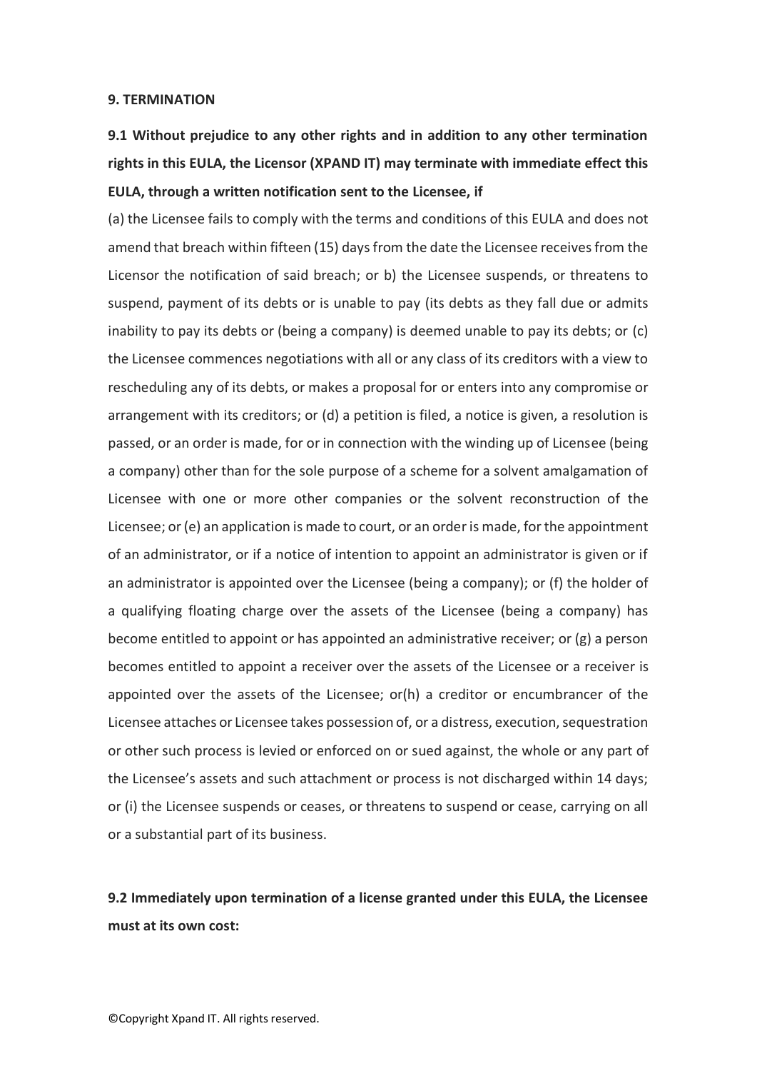**9. TERMINATION**

**9.1 Without prejudice to any other rights and in addition to any other termination rights in this EULA, the Licensor (XPAND IT) may terminate with immediate effect this EULA, through a written notification sent to the Licensee, if**

(a) the Licensee fails to comply with the terms and conditions of this EULA and does not amend that breach within fifteen (15) days from the date the Licensee receives from the Licensor the notification of said breach; or b) the Licensee suspends, or threatens to suspend, payment of its debts or is unable to pay (its debts as they fall due or admits inability to pay its debts or (being a company) is deemed unable to pay its debts; or (c) the Licensee commences negotiations with all or any class of its creditors with a view to rescheduling any of its debts, or makes a proposal for or enters into any compromise or arrangement with its creditors; or (d) a petition is filed, a notice is given, a resolution is passed, or an order is made, for or in connection with the winding up of Licensee (being a company) other than for the sole purpose of a scheme for a solvent amalgamation of Licensee with one or more other companies or the solvent reconstruction of the Licensee; or (e) an application is made to court, or an order is made, for the appointment of an administrator, or if a notice of intention to appoint an administrator is given or if an administrator is appointed over the Licensee (being a company); or (f) the holder of a qualifying floating charge over the assets of the Licensee (being a company) has become entitled to appoint or has appointed an administrative receiver; or (g) a person becomes entitled to appoint a receiver over the assets of the Licensee or a receiver is appointed over the assets of the Licensee; or(h) a creditor or encumbrancer of the Licensee attaches or Licensee takes possession of, or a distress, execution, sequestration or other such process is levied or enforced on or sued against, the whole or any part of the Licensee's assets and such attachment or process is not discharged within 14 days; or (i) the Licensee suspends or ceases, or threatens to suspend or cease, carrying on all or a substantial part of its business.

**9.2 Immediately upon termination of a license granted under this EULA, the Licensee must at its own cost:**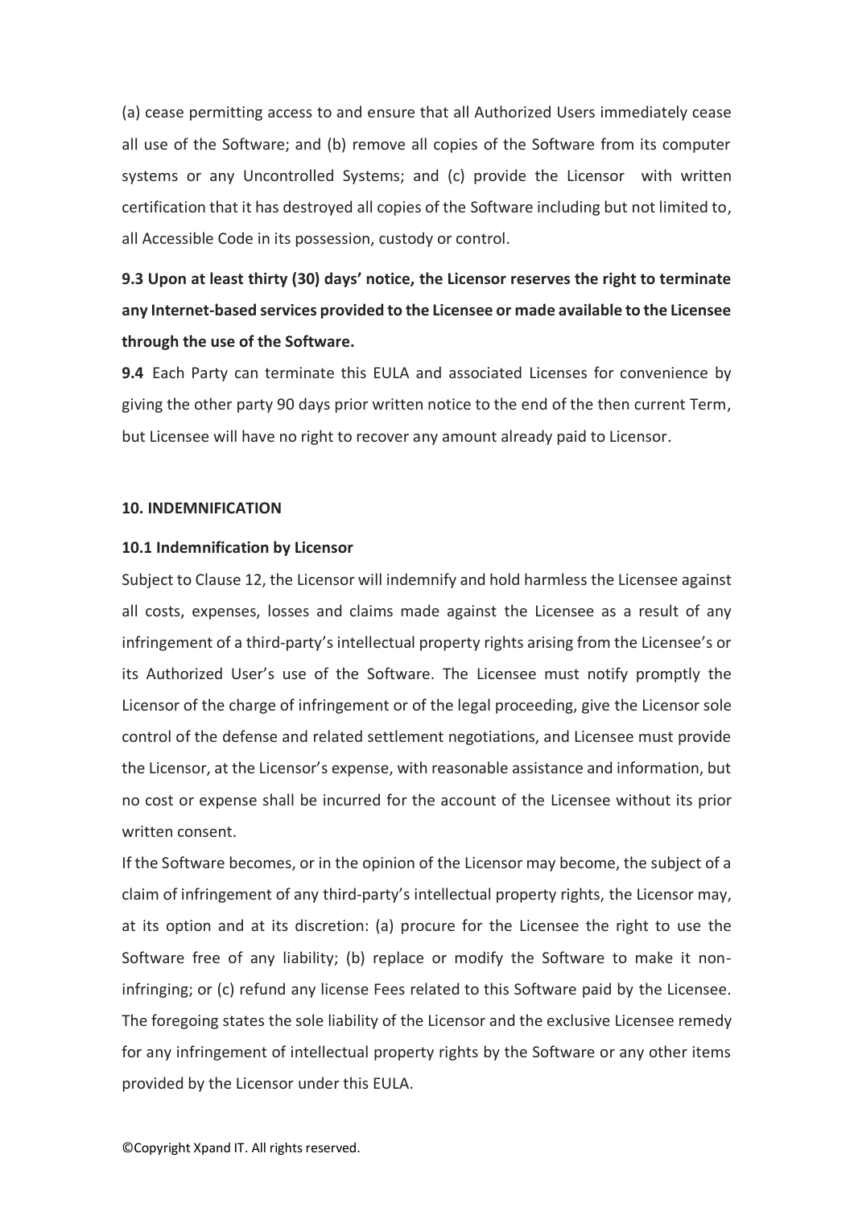(a) cease permitting access to and ensure that all Authorized Users immediately cease all use of the Software; and (b) remove all copies of the Software from its computer systems or any Uncontrolled Systems; and (c) provide the Licensor with written certification that it has destroyed all copies of the Software including but not limited to, all Accessible Code in its possession, custody or control.

**9.3 Upon at least thirty (30) days' notice, the Licensor reserves the right to terminate any Internet-based services provided to the Licensee or made available to the Licensee through the use of the Software.**

**9.4** Each Party can terminate this EULA and associated Licenses for convenience by giving the other party 90 days prior written notice to the end of the then current Term, but Licensee will have no right to recover any amount already paid to Licensor.

## 10. INDEMNIFICATION

### 10.1 Indemnification by Licensor

Subject to Clause 12, the Licensor will indemnify and hold harmless the Licensee against all costs, expenses, losses and claims made against the Licensee as a result of any infringement of a third-party's intellectual property rights arising from the Licensee's or its Authorized User's use of the Software. The Licensee must notify promptly the Licensor of the charge of infringement or of the legal proceeding, give the Licensor sole control of the defense and related settlement negotiations, and Licensee must provide the Licensor, at the Licensor's expense, with reasonable assistance and information, but no cost or expense shall be incurred for the account of the Licensee without its prior written consent.

If the Software becomes, or in the opinion of the Licensor may become, the subject of a claim of infringement of any third-party's intellectual property rights, the Licensor may, at its option and at its discretion: (a) procure for the Licensee the right to use the Software free of any liability; (b) replace or modify the Software to make it non-infringing; or (c) refund any license Fees related to this Software paid by the Licensee. The foregoing states the sole liability of the Licensor and the exclusive Licensee remedy for any infringement of intellectual property rights by the Software or any other items provided by the Licensor under this EULA.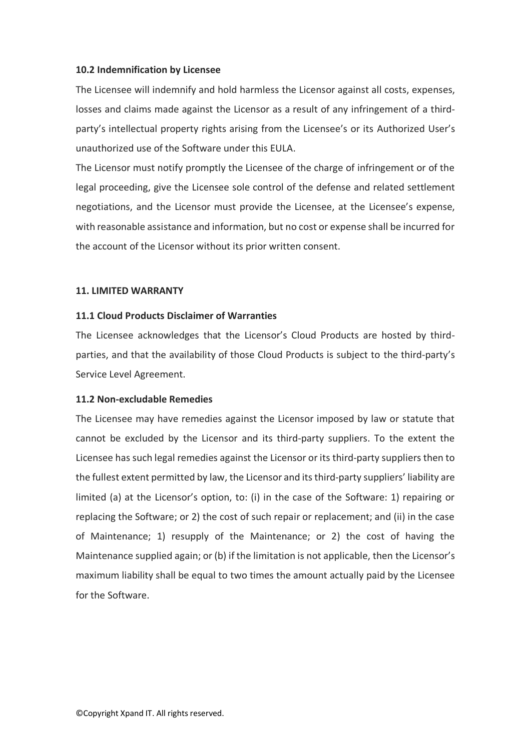### 10.2 Indemnification by Licensee

The Licensee will indemnify and hold harmless the Licensor against all costs, expenses, losses and claims made against the Licensor as a result of any infringement of a third-party's intellectual property rights arising from the Licensee's or its Authorized User's unauthorized use of the Software under this EULA.

The Licensor must notify promptly the Licensee of the charge of infringement or of the legal proceeding, give the Licensee sole control of the defense and related settlement negotiations, and the Licensor must provide the Licensee, at the Licensee's expense, with reasonable assistance and information, but no cost or expense shall be incurred for the account of the Licensor without its prior written consent.

## 11. LIMITED WARRANTY

### 11.1 Cloud Products Disclaimer of Warranties

The Licensee acknowledges that the Licensor's Cloud Products are hosted by third-parties, and that the availability of those Cloud Products is subject to the third-party's Service Level Agreement.

### 11.2 Non-excludable Remedies

The Licensee may have remedies against the Licensor imposed by law or statute that cannot be excluded by the Licensor and its third-party suppliers. To the extent the Licensee has such legal remedies against the Licensor or its third-party suppliers then to the fullest extent permitted by law, the Licensor and its third-party suppliers' liability are limited (a) at the Licensor's option, to: (i) in the case of the Software: 1) repairing or replacing the Software; or 2) the cost of such repair or replacement; and (ii) in the case of Maintenance; 1) resupply of the Maintenance; or 2) the cost of having the Maintenance supplied again; or (b) if the limitation is not applicable, then the Licensor's maximum liability shall be equal to two times the amount actually paid by the Licensee for the Software.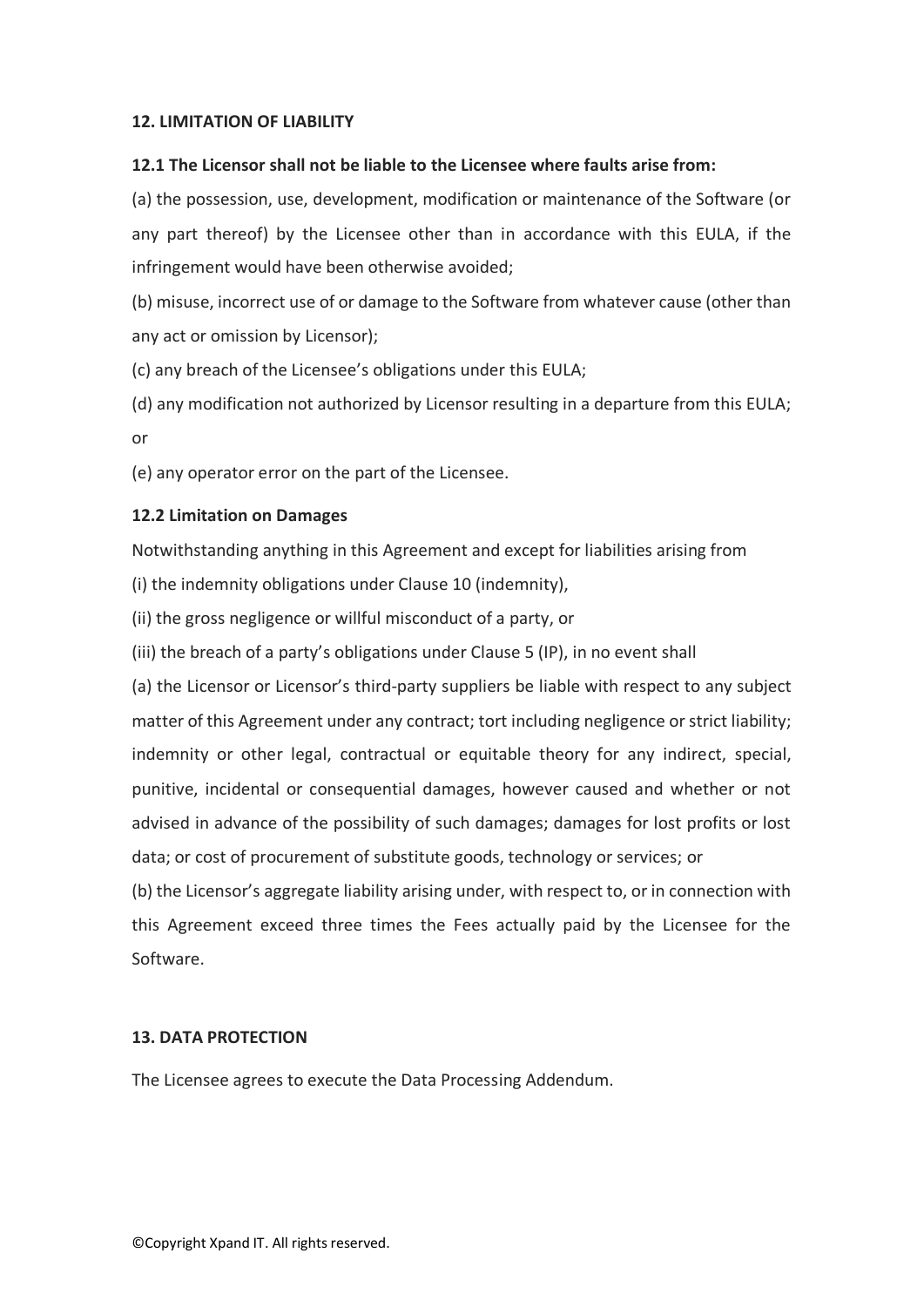**12. LIMITATION OF LIABILITY**

**12.1 The Licensor shall not be liable to the Licensee where faults arise from:**

(a) the possession, use, development, modification or maintenance of the Software (or any part thereof) by the Licensee other than in accordance with this EULA, if the infringement would have been otherwise avoided;

(b) misuse, incorrect use of or damage to the Software from whatever cause (other than any act or omission by Licensor);

(c) any breach of the Licensee's obligations under this EULA;

(d) any modification not authorized by Licensor resulting in a departure from this EULA; or

(e) any operator error on the part of the Licensee.

**12.2 Limitation on Damages**

Notwithstanding anything in this Agreement and except for liabilities arising from

(i) the indemnity obligations under Clause 10 (indemnity),

(ii) the gross negligence or willful misconduct of a party, or

(iii) the breach of a party's obligations under Clause 5 (IP), in no event shall

(a) the Licensor or Licensor's third-party suppliers be liable with respect to any subject matter of this Agreement under any contract; tort including negligence or strict liability; indemnity or other legal, contractual or equitable theory for any indirect, special, punitive, incidental or consequential damages, however caused and whether or not advised in advance of the possibility of such damages; damages for lost profits or lost data; or cost of procurement of substitute goods, technology or services; or

(b) the Licensor's aggregate liability arising under, with respect to, or in connection with this Agreement exceed three times the Fees actually paid by the Licensee for the Software.

**13. DATA PROTECTION**

The Licensee agrees to execute the Data Processing Addendum.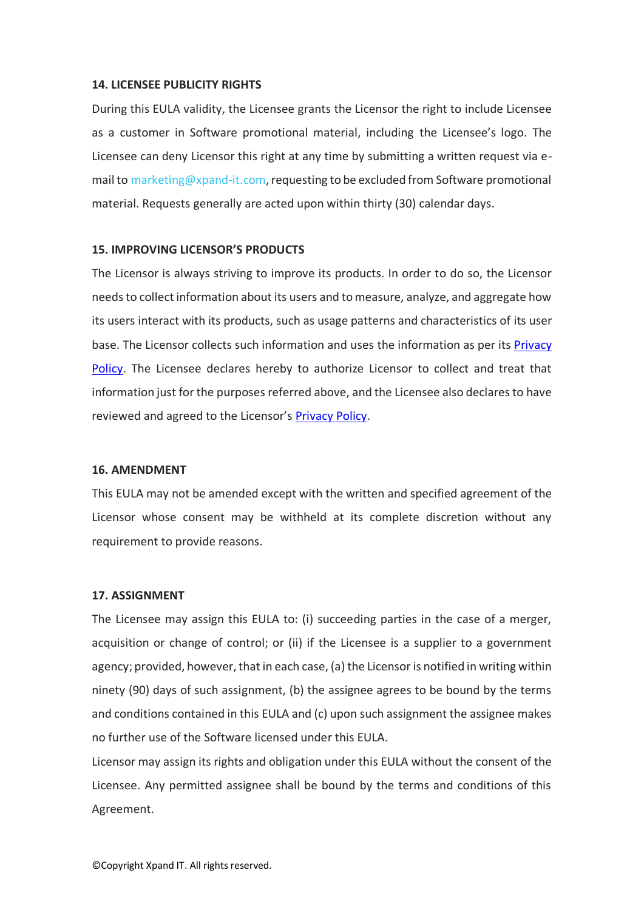**14. LICENSEE PUBLICITY RIGHTS**

During this EULA validity, the Licensee grants the Licensor the right to include Licensee as a customer in Software promotional material, including the Licensee's logo. The Licensee can deny Licensor this right at any time by submitting a written request via e-mail to marketing@xpand-it.com, requesting to be excluded from Software promotional material. Requests generally are acted upon within thirty (30) calendar days.

**15. IMPROVING LICENSOR'S PRODUCTS**

The Licensor is always striving to improve its products. In order to do so, the Licensor needs to collect information about its users and to measure, analyze, and aggregate how its users interact with its products, such as usage patterns and characteristics of its user base. The Licensor collects such information and uses the information as per its Privacy Policy. The Licensee declares hereby to authorize Licensor to collect and treat that information just for the purposes referred above, and the Licensee also declares to have reviewed and agreed to the Licensor's Privacy Policy.

**16. AMENDMENT**

This EULA may not be amended except with the written and specified agreement of the Licensor whose consent may be withheld at its complete discretion without any requirement to provide reasons.

**17. ASSIGNMENT**

The Licensee may assign this EULA to: (i) succeeding parties in the case of a merger, acquisition or change of control; or (ii) if the Licensee is a supplier to a government agency; provided, however, that in each case, (a) the Licensor is notified in writing within ninety (90) days of such assignment, (b) the assignee agrees to be bound by the terms and conditions contained in this EULA and (c) upon such assignment the assignee makes no further use of the Software licensed under this EULA.

Licensor may assign its rights and obligation under this EULA without the consent of the Licensee. Any permitted assignee shall be bound by the terms and conditions of this Agreement.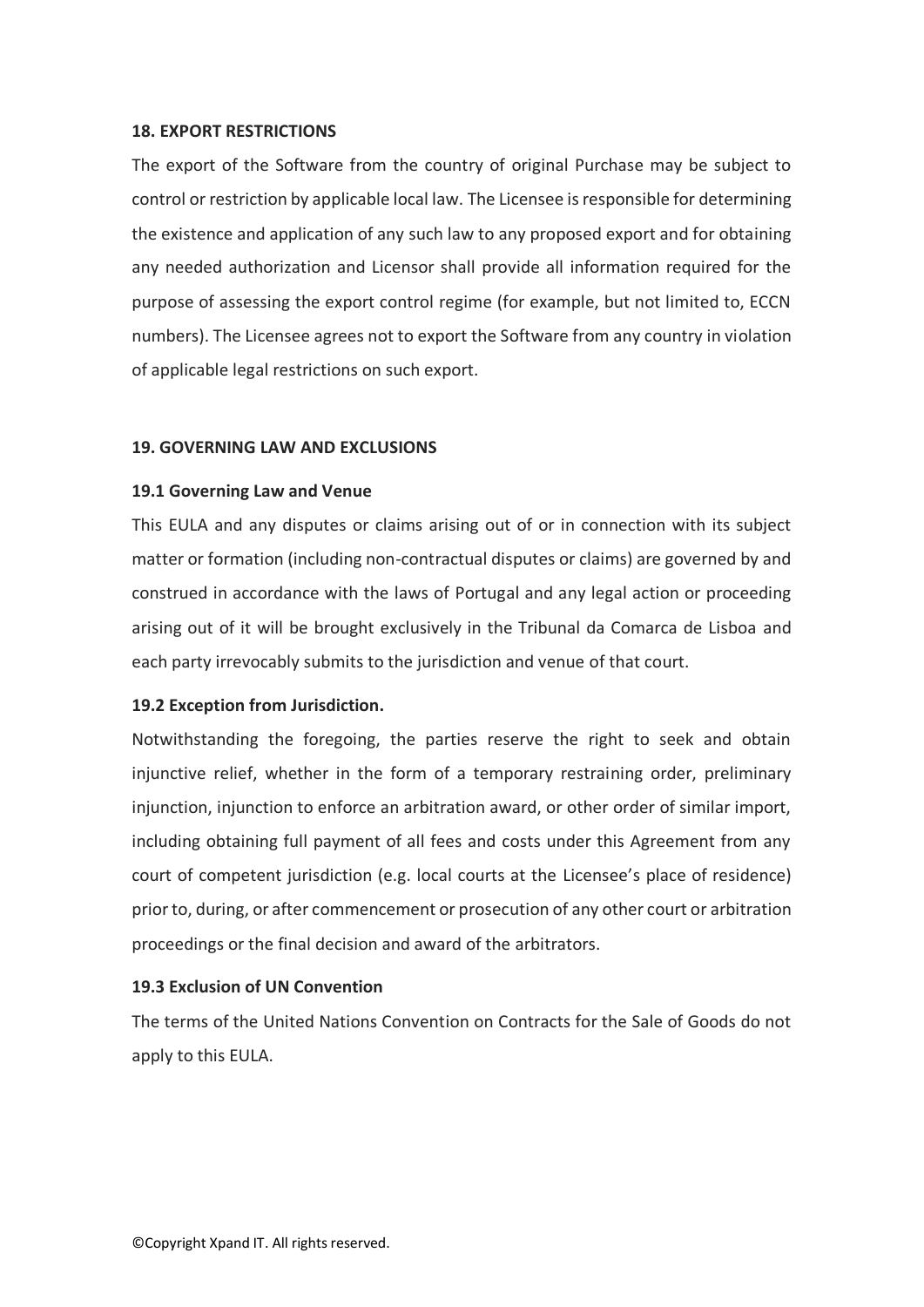**18. EXPORT RESTRICTIONS**

The export of the Software from the country of original Purchase may be subject to control or restriction by applicable local law. The Licensee is responsible for determining the existence and application of any such law to any proposed export and for obtaining any needed authorization and Licensor shall provide all information required for the purpose of assessing the export control regime (for example, but not limited to, ECCN numbers). The Licensee agrees not to export the Software from any country in violation of applicable legal restrictions on such export.

**19. GOVERNING LAW AND EXCLUSIONS**

**19.1 Governing Law and Venue**

This EULA and any disputes or claims arising out of or in connection with its subject matter or formation (including non-contractual disputes or claims) are governed by and construed in accordance with the laws of Portugal and any legal action or proceeding arising out of it will be brought exclusively in the Tribunal da Comarca de Lisboa and each party irrevocably submits to the jurisdiction and venue of that court.

**19.2 Exception from Jurisdiction.**

Notwithstanding the foregoing, the parties reserve the right to seek and obtain injunctive relief, whether in the form of a temporary restraining order, preliminary injunction, injunction to enforce an arbitration award, or other order of similar import, including obtaining full payment of all fees and costs under this Agreement from any court of competent jurisdiction (e.g. local courts at the Licensee's place of residence) prior to, during, or after commencement or prosecution of any other court or arbitration proceedings or the final decision and award of the arbitrators.

**19.3 Exclusion of UN Convention**

The terms of the United Nations Convention on Contracts for the Sale of Goods do not apply to this EULA.

©Copyright Xpand IT. All rights reserved.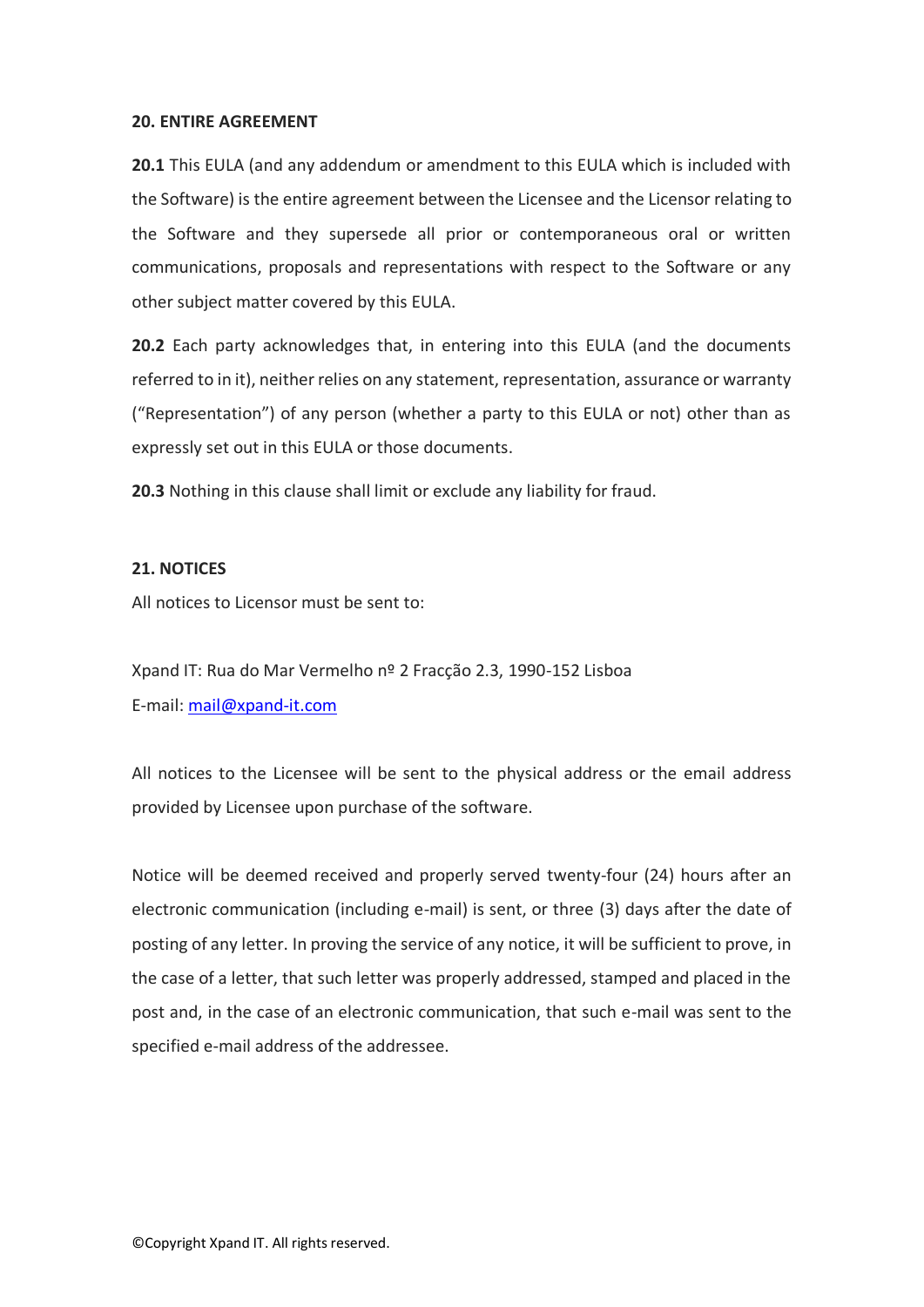**20. ENTIRE AGREEMENT**

**20.1** This EULA (and any addendum or amendment to this EULA which is included with the Software) is the entire agreement between the Licensee and the Licensor relating to the Software and they supersede all prior or contemporaneous oral or written communications, proposals and representations with respect to the Software or any other subject matter covered by this EULA.

**20.2** Each party acknowledges that, in entering into this EULA (and the documents referred to in it), neither relies on any statement, representation, assurance or warranty ("Representation") of any person (whether a party to this EULA or not) other than as expressly set out in this EULA or those documents.

**20.3** Nothing in this clause shall limit or exclude any liability for fraud.

**21. NOTICES**

All notices to Licensor must be sent to:

Xpand IT: Rua do Mar Vermelho nº 2 Fracção 2.3, 1990-152 Lisboa
E-mail: mail@xpand-it.com

All notices to the Licensee will be sent to the physical address or the email address provided by Licensee upon purchase of the software.

Notice will be deemed received and properly served twenty-four (24) hours after an electronic communication (including e-mail) is sent, or three (3) days after the date of posting of any letter. In proving the service of any notice, it will be sufficient to prove, in the case of a letter, that such letter was properly addressed, stamped and placed in the post and, in the case of an electronic communication, that such e-mail was sent to the specified e-mail address of the addressee.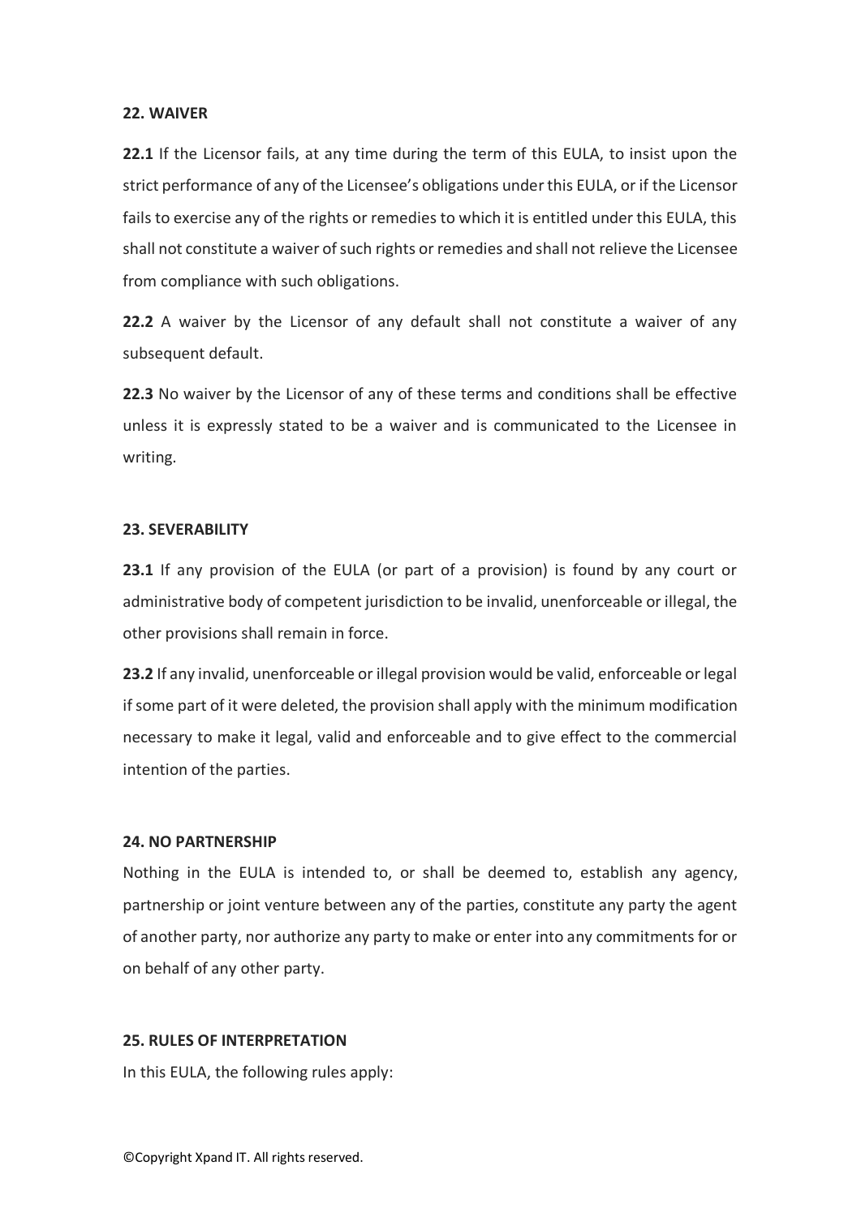## 22. WAIVER

**22.1** If the Licensor fails, at any time during the term of this EULA, to insist upon the strict performance of any of the Licensee's obligations under this EULA, or if the Licensor fails to exercise any of the rights or remedies to which it is entitled under this EULA, this shall not constitute a waiver of such rights or remedies and shall not relieve the Licensee from compliance with such obligations.

**22.2** A waiver by the Licensor of any default shall not constitute a waiver of any subsequent default.

**22.3** No waiver by the Licensor of any of these terms and conditions shall be effective unless it is expressly stated to be a waiver and is communicated to the Licensee in writing.

## 23. SEVERABILITY

**23.1** If any provision of the EULA (or part of a provision) is found by any court or administrative body of competent jurisdiction to be invalid, unenforceable or illegal, the other provisions shall remain in force.

**23.2** If any invalid, unenforceable or illegal provision would be valid, enforceable or legal if some part of it were deleted, the provision shall apply with the minimum modification necessary to make it legal, valid and enforceable and to give effect to the commercial intention of the parties.

## 24. NO PARTNERSHIP

Nothing in the EULA is intended to, or shall be deemed to, establish any agency, partnership or joint venture between any of the parties, constitute any party the agent of another party, nor authorize any party to make or enter into any commitments for or on behalf of any other party.

## 25. RULES OF INTERPRETATION

In this EULA, the following rules apply:

©Copyright Xpand IT. All rights reserved.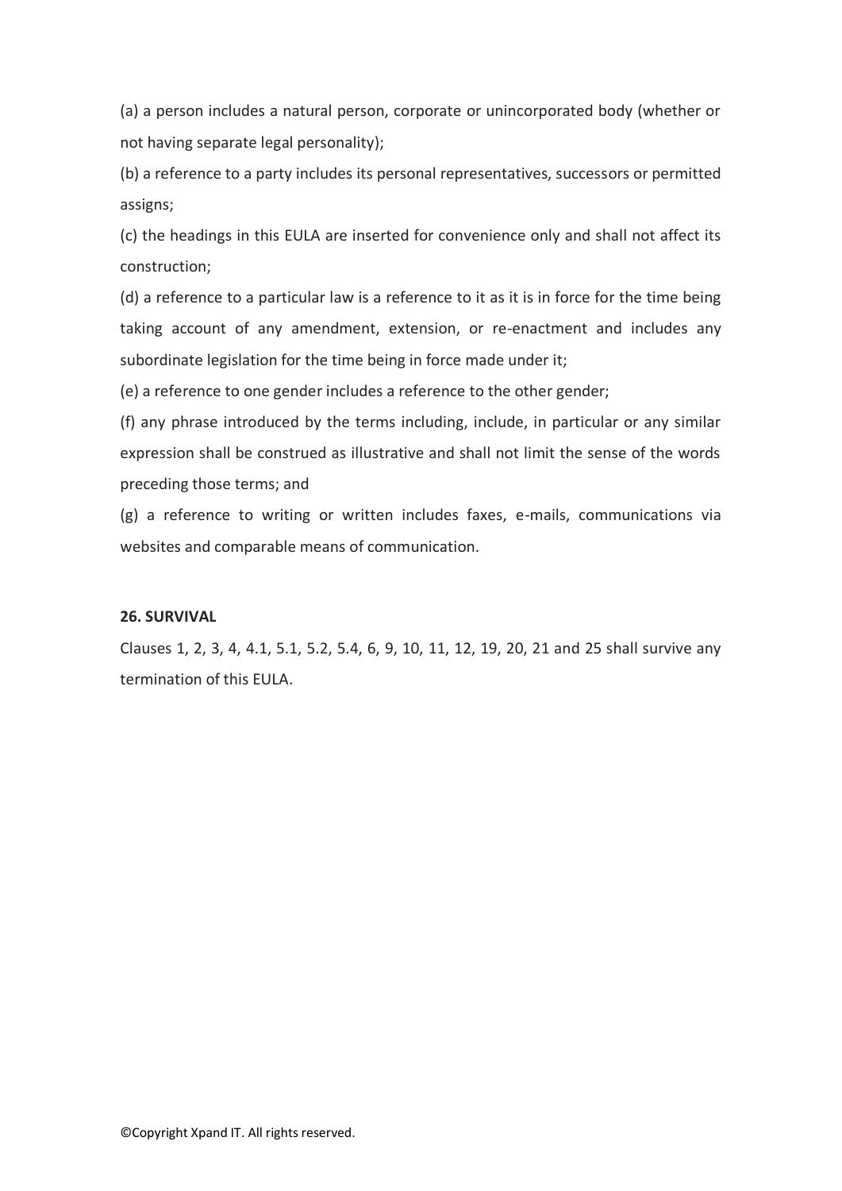(a) a person includes a natural person, corporate or unincorporated body (whether or not having separate legal personality);

(b) a reference to a party includes its personal representatives, successors or permitted assigns;

(c) the headings in this EULA are inserted for convenience only and shall not affect its construction;

(d) a reference to a particular law is a reference to it as it is in force for the time being taking account of any amendment, extension, or re-enactment and includes any subordinate legislation for the time being in force made under it;

(e) a reference to one gender includes a reference to the other gender;

(f) any phrase introduced by the terms including, include, in particular or any similar expression shall be construed as illustrative and shall not limit the sense of the words preceding those terms; and

(g) a reference to writing or written includes faxes, e-mails, communications via websites and comparable means of communication.

**26. SURVIVAL**

Clauses 1, 2, 3, 4, 4.1, 5.1, 5.2, 5.4, 6, 9, 10, 11, 12, 19, 20, 21 and 25 shall survive any termination of this EULA.